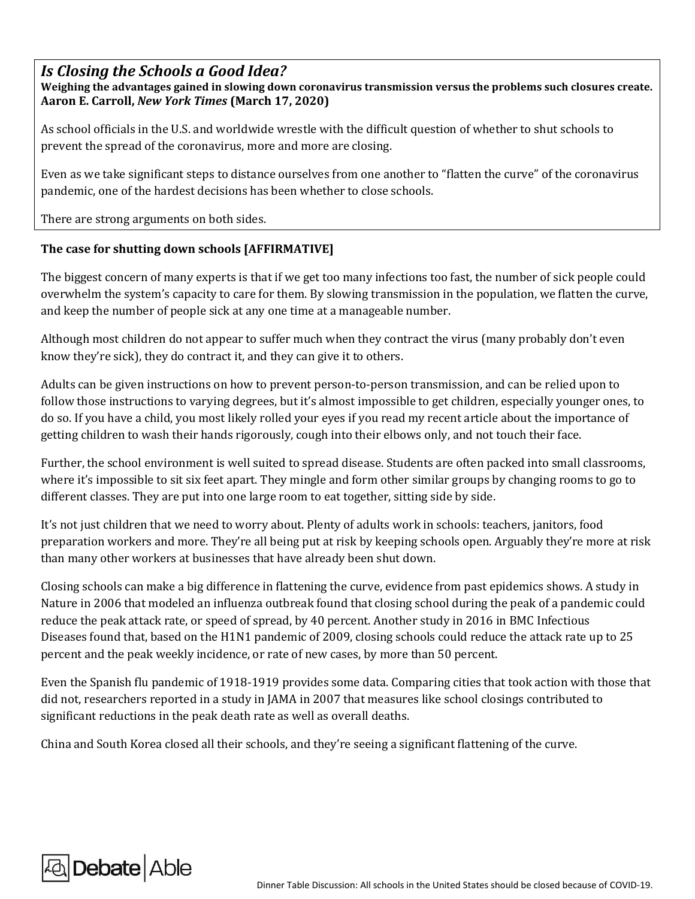## *Is Closing the Schools a Good Idea?*

**Weighing the advantages gained in slowing down coronavirus transmission versus the problems such closures create.**
**Aaron E. Carroll, *New York Times* (March 17, 2020)**

As school officials in the U.S. and worldwide wrestle with the difficult question of whether to shut schools to prevent the spread of the coronavirus, more and more are closing.

Even as we take significant steps to distance ourselves from one another to "flatten the curve" of the coronavirus pandemic, one of the hardest decisions has been whether to close schools.

There are strong arguments on both sides.

### The case for shutting down schools [AFFIRMATIVE]

The biggest concern of many experts is that if we get too many infections too fast, the number of sick people could overwhelm the system's capacity to care for them. By slowing transmission in the population, we flatten the curve, and keep the number of people sick at any one time at a manageable number.

Although most children do not appear to suffer much when they contract the virus (many probably don't even know they're sick), they do contract it, and they can give it to others.

Adults can be given instructions on how to prevent person-to-person transmission, and can be relied upon to follow those instructions to varying degrees, but it's almost impossible to get children, especially younger ones, to do so. If you have a child, you most likely rolled your eyes if you read my recent article about the importance of getting children to wash their hands rigorously, cough into their elbows only, and not touch their face.

Further, the school environment is well suited to spread disease. Students are often packed into small classrooms, where it's impossible to sit six feet apart. They mingle and form other similar groups by changing rooms to go to different classes. They are put into one large room to eat together, sitting side by side.

It's not just children that we need to worry about. Plenty of adults work in schools: teachers, janitors, food preparation workers and more. They're all being put at risk by keeping schools open. Arguably they're more at risk than many other workers at businesses that have already been shut down.

Closing schools can make a big difference in flattening the curve, evidence from past epidemics shows. A study in Nature in 2006 that modeled an influenza outbreak found that closing school during the peak of a pandemic could reduce the peak attack rate, or speed of spread, by 40 percent. Another study in 2016 in BMC Infectious Diseases found that, based on the H1N1 pandemic of 2009, closing schools could reduce the attack rate up to 25 percent and the peak weekly incidence, or rate of new cases, by more than 50 percent.

Even the Spanish flu pandemic of 1918-1919 provides some data. Comparing cities that took action with those that did not, researchers reported in a study in JAMA in 2007 that measures like school closings contributed to significant reductions in the peak death rate as well as overall deaths.

China and South Korea closed all their schools, and they're seeing a significant flattening of the curve.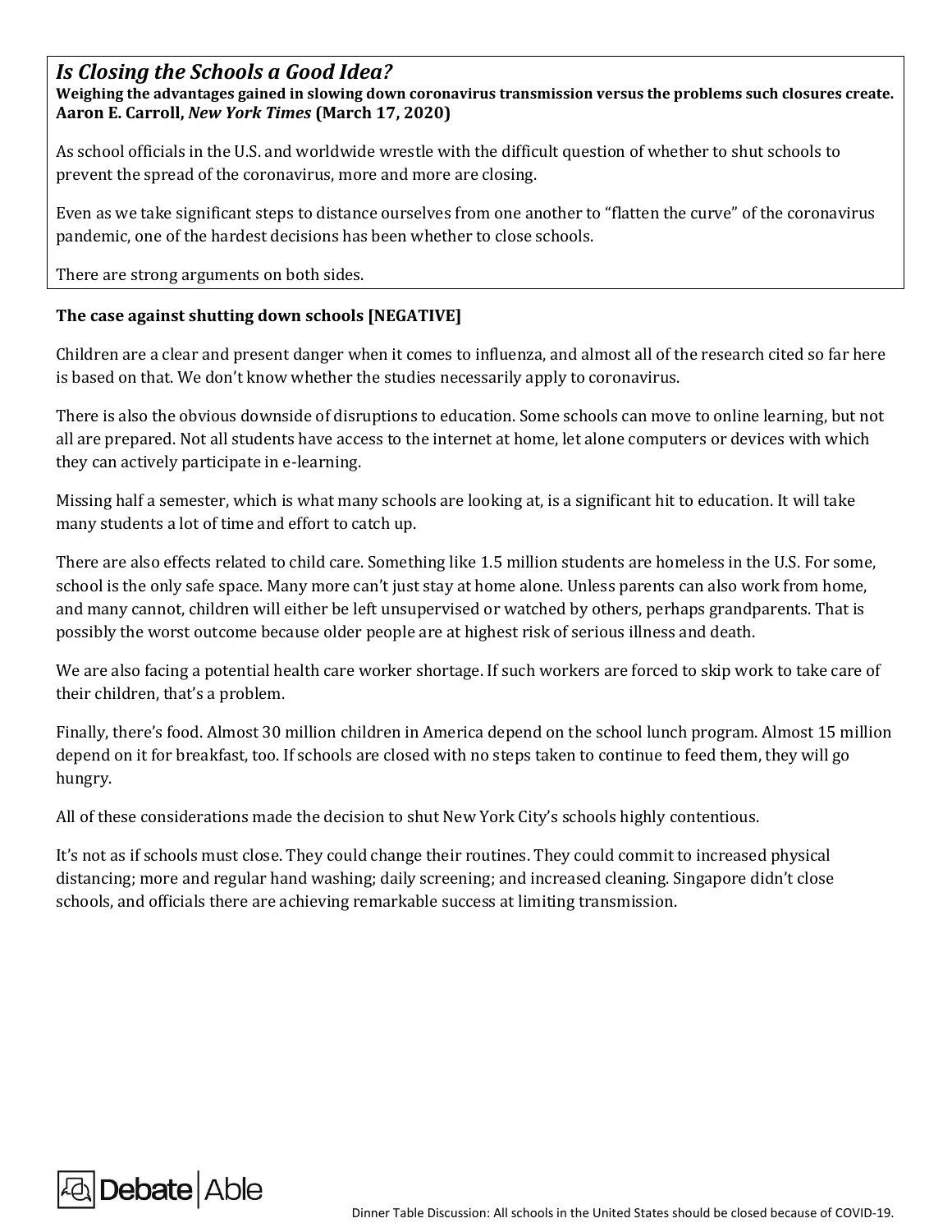## *Is Closing the Schools a Good Idea?*

**Weighing the advantages gained in slowing down coronavirus transmission versus the problems such closures create.**
**Aaron E. Carroll, *New York Times* (March 17, 2020)**

As school officials in the U.S. and worldwide wrestle with the difficult question of whether to shut schools to prevent the spread of the coronavirus, more and more are closing.

Even as we take significant steps to distance ourselves from one another to "flatten the curve" of the coronavirus pandemic, one of the hardest decisions has been whether to close schools.

There are strong arguments on both sides.

### The case against shutting down schools [NEGATIVE]

Children are a clear and present danger when it comes to influenza, and almost all of the research cited so far here is based on that. We don't know whether the studies necessarily apply to coronavirus.

There is also the obvious downside of disruptions to education. Some schools can move to online learning, but not all are prepared. Not all students have access to the internet at home, let alone computers or devices with which they can actively participate in e-learning.

Missing half a semester, which is what many schools are looking at, is a significant hit to education. It will take many students a lot of time and effort to catch up.

There are also effects related to child care. Something like 1.5 million students are homeless in the U.S. For some, school is the only safe space. Many more can't just stay at home alone. Unless parents can also work from home, and many cannot, children will either be left unsupervised or watched by others, perhaps grandparents. That is possibly the worst outcome because older people are at highest risk of serious illness and death.

We are also facing a potential health care worker shortage. If such workers are forced to skip work to take care of their children, that's a problem.

Finally, there's food. Almost 30 million children in America depend on the school lunch program. Almost 15 million depend on it for breakfast, too. If schools are closed with no steps taken to continue to feed them, they will go hungry.

All of these considerations made the decision to shut New York City's schools highly contentious.

It's not as if schools must close. They could change their routines. They could commit to increased physical distancing; more and regular hand washing; daily screening; and increased cleaning. Singapore didn't close schools, and officials there are achieving remarkable success at limiting transmission.